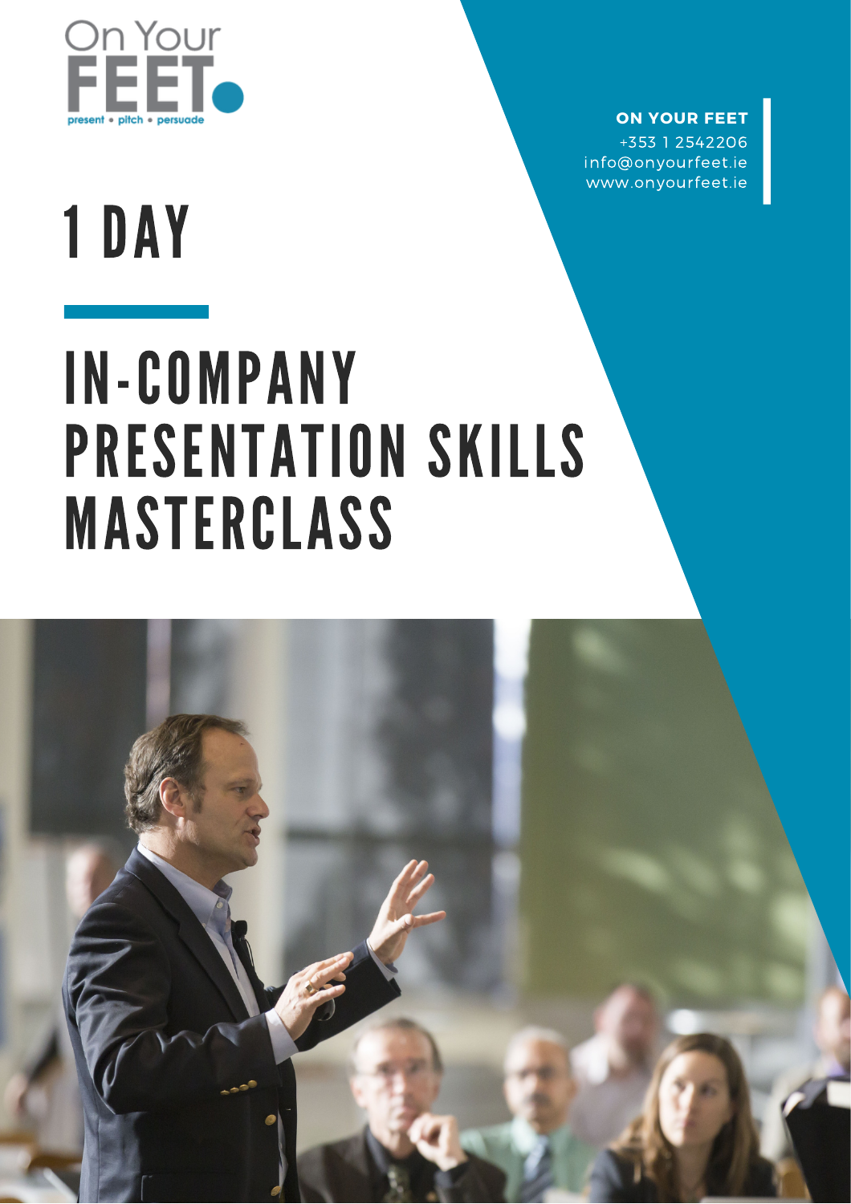On Your FEET

present • pitch • persuade

**ON YOUR FEET**
+353 1 2542206
info@onyourfeet.ie
www.onyourfeet.ie

# 1 DAY

# IN-COMPANY PRESENTATION SKILLS MASTERCLASS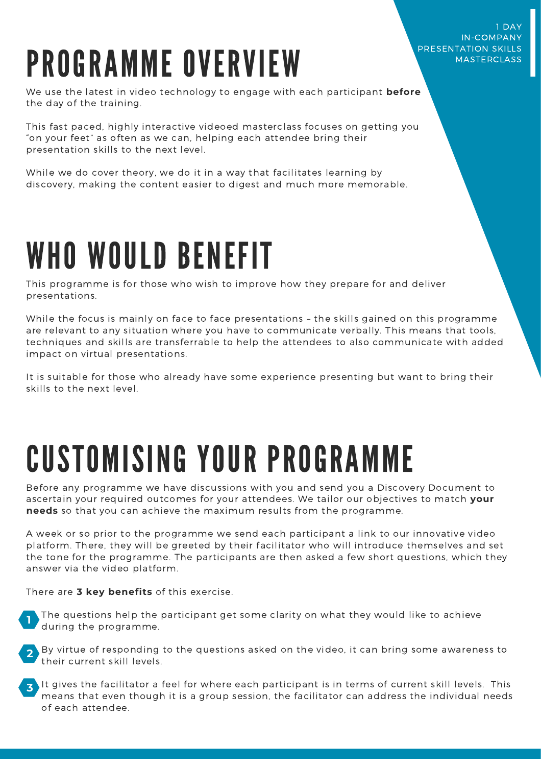# PROGRAMME OVERVIEW

We use the latest in video technology to engage with each participant **before** the day of the training.

This fast paced, highly interactive videoed masterclass focuses on getting you "on your feet" as often as we can, helping each attendee bring their presentation skills to the next level.

While we do cover theory, we do it in a way that facilitates learning by discovery, making the content easier to digest and much more memorable.

# WHO WOULD BENEFIT

This programme is for those who wish to improve how they prepare for and deliver presentations.

While the focus is mainly on face to face presentations – the skills gained on this programme are relevant to any situation where you have to communicate verbally. This means that tools, techniques and skills are transferrable to help the attendees to also communicate with added impact on virtual presentations.

It is suitable for those who already have some experience presenting but want to bring their skills to the next level.

# CUSTOMISING YOUR PROGRAMME

Before any programme we have discussions with you and send you a Discovery Document to ascertain your required outcomes for your attendees. We tailor our objectives to match **your needs** so that you can achieve the maximum results from the programme.

A week or so prior to the programme we send each participant a link to our innovative video platform. There, they will be greeted by their facilitator who will introduce themselves and set the tone for the programme. The participants are then asked a few short questions, which they answer via the video platform.

There are **3 key benefits** of this exercise.

1. The questions help the participant get some clarity on what they would like to achieve during the programme.
2. By virtue of responding to the questions asked on the video, it can bring some awareness to their current skill levels.
3. It gives the facilitator a feel for where each participant is in terms of current skill levels. This means that even though it is a group session, the facilitator can address the individual needs of each attendee.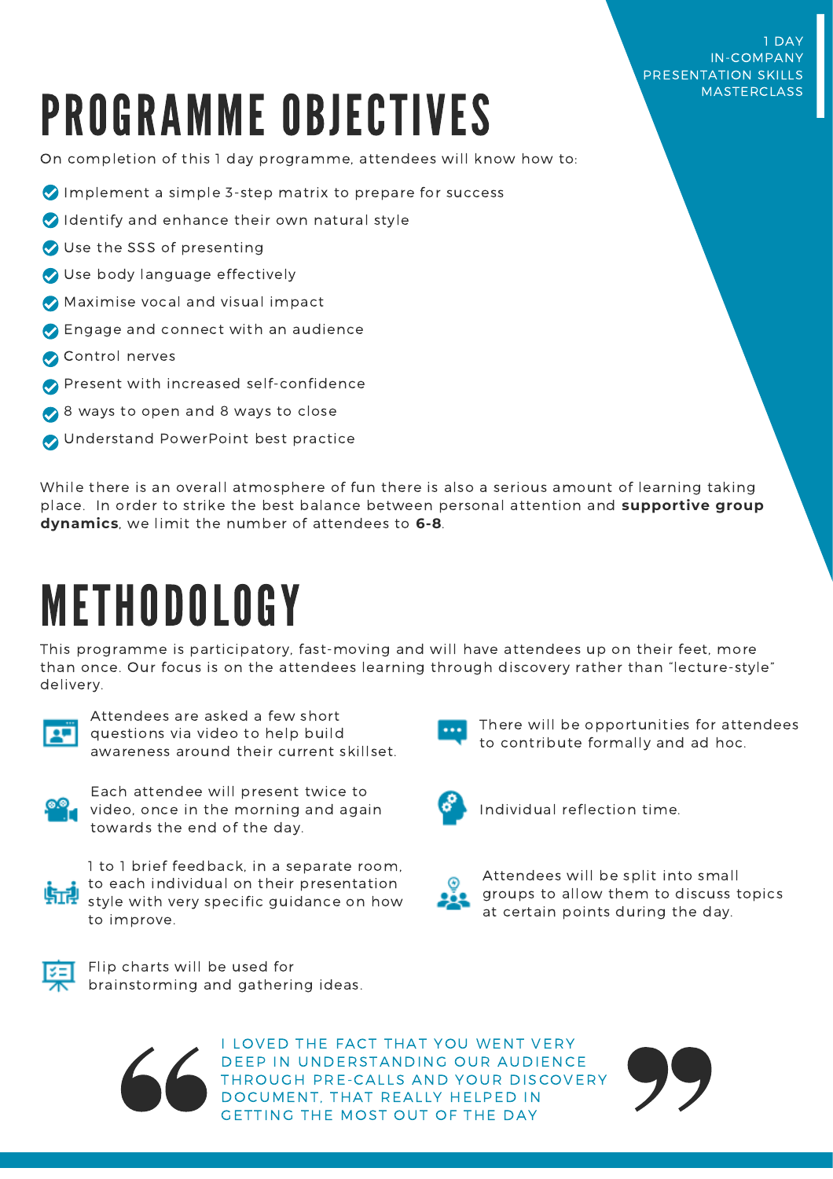1 DAY
IN-COMPANY
PRESENTATION SKILLS
MASTERCLASS

# PROGRAMME OBJECTIVES

On completion of this 1 day programme, attendees will know how to:

- Implement a simple 3-step matrix to prepare for success
- Identify and enhance their own natural style
- Use the SSS of presenting
- Use body language effectively
- Maximise vocal and visual impact
- Engage and connect with an audience
- Control nerves
- Present with increased self-confidence
- 8 ways to open and 8 ways to close
- Understand PowerPoint best practice

While there is an overall atmosphere of fun there is also a serious amount of learning taking place. In order to strike the best balance between personal attention and **supportive group dynamics**, we limit the number of attendees to **6-8**.

# METHODOLOGY

This programme is participatory, fast-moving and will have attendees up on their feet, more than once. Our focus is on the attendees learning through discovery rather than "lecture-style" delivery.

- Attendees are asked a few short questions via video to help build awareness around their current skillset.
- Each attendee will present twice to video, once in the morning and again towards the end of the day.
- 1 to 1 brief feedback, in a separate room, to each individual on their presentation style with very specific guidance on how to improve.
- Flip charts will be used for brainstorming and gathering ideas.
- There will be opportunities for attendees to contribute formally and ad hoc.
- Individual reflection time.
- Attendees will be split into small groups to allow them to discuss topics at certain points during the day.

> "I LOVED THE FACT THAT YOU WENT VERY DEEP IN UNDERSTANDING OUR AUDIENCE THROUGH PRE-CALLS AND YOUR DISCOVERY DOCUMENT, THAT REALLY HELPED IN GETTING THE MOST OUT OF THE DAY"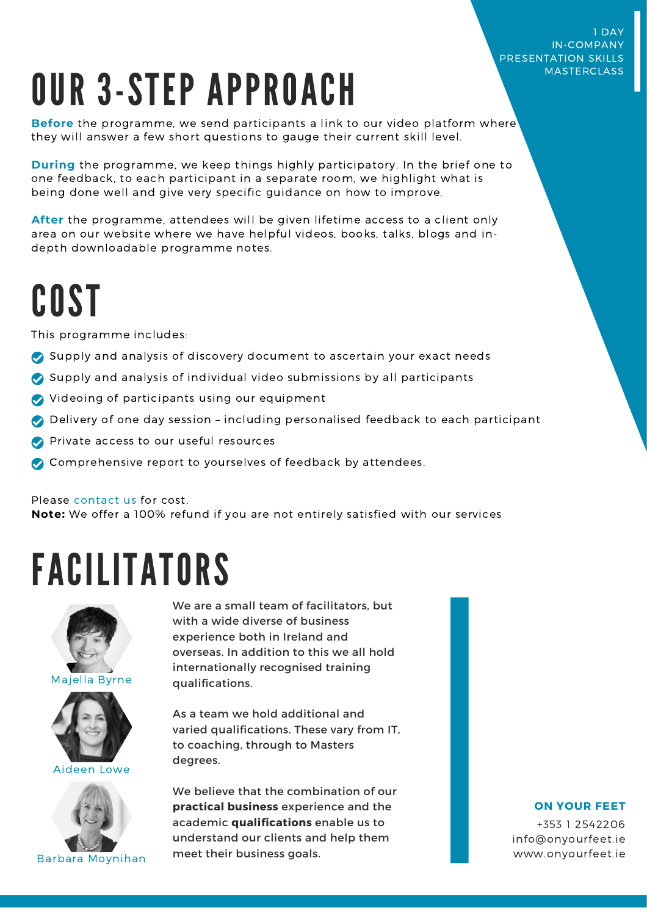1 DAY
IN-COMPANY
PRESENTATION SKILLS
MASTERCLASS

# OUR 3-STEP APPROACH

**Before** the programme, we send participants a link to our video platform where they will answer a few short questions to gauge their current skill level.

**During** the programme, we keep things highly participatory. In the brief one to one feedback, to each participant in a separate room, we highlight what is being done well and give very specific guidance on how to improve.

**After** the programme, attendees will be given lifetime access to a client only area on our website where we have helpful videos, books, talks, blogs and in-depth downloadable programme notes.

# COST

This programme includes:

- Supply and analysis of discovery document to ascertain your exact needs
- Supply and analysis of individual video submissions by all participants
- Videoing of participants using our equipment
- Delivery of one day session – including personalised feedback to each participant
- Private access to our useful resources
- Comprehensive report to yourselves of feedback by attendees.

Please contact us for cost.
**Note:** We offer a 100% refund if you are not entirely satisfied with our services

# FACILITATORS

Majella Byrne

Aideen Lowe

Barbara Moynihan

We are a small team of facilitators, but with a wide diverse of business experience both in Ireland and overseas. In addition to this we all hold internationally recognised training qualifications.

As a team we hold additional and varied qualifications. These vary from IT, to coaching, through to Masters degrees.

We believe that the combination of our **practical business** experience and the academic **qualifications** enable us to understand our clients and help them meet their business goals.

**ON YOUR FEET**
+353 1 2542206
info@onyourfeet.ie
www.onyourfeet.ie